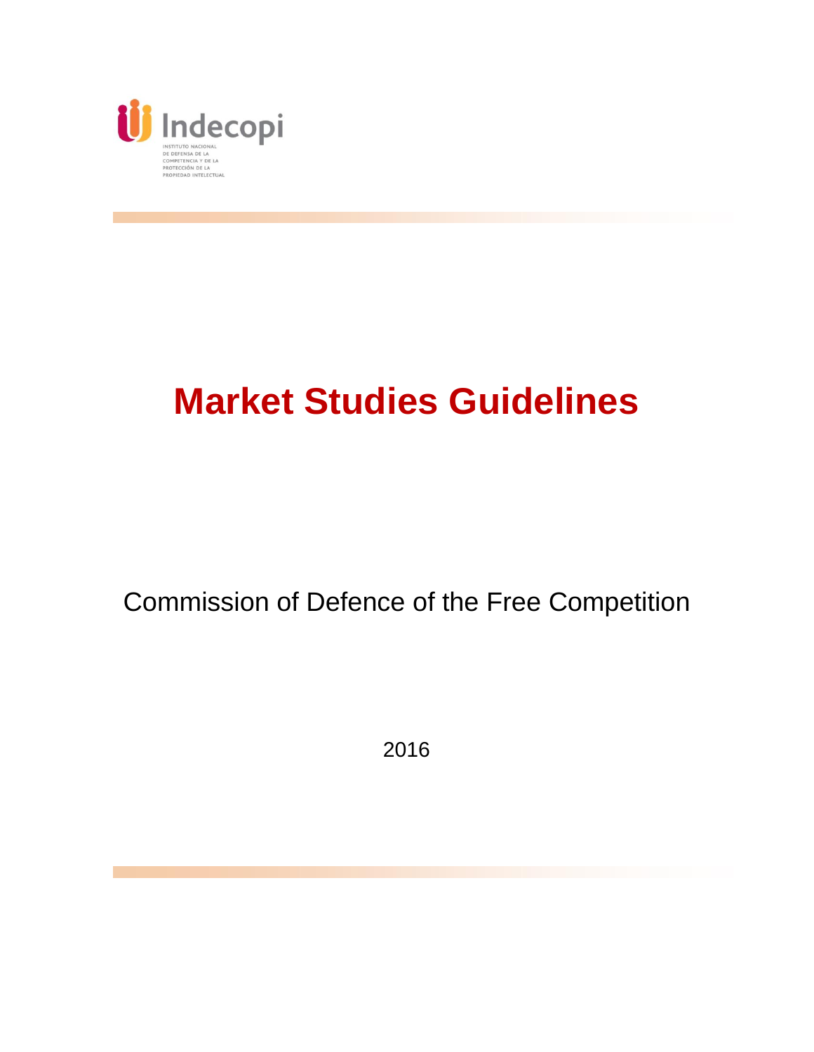Indecopi

INSTITUTO NACIONAL DE DEFENSA DE LA COMPETENCIA Y DE LA PROTECCIÓN DE LA PROPIEDAD INTELECTUAL

# Market Studies Guidelines

Commission of Defence of the Free Competition

2016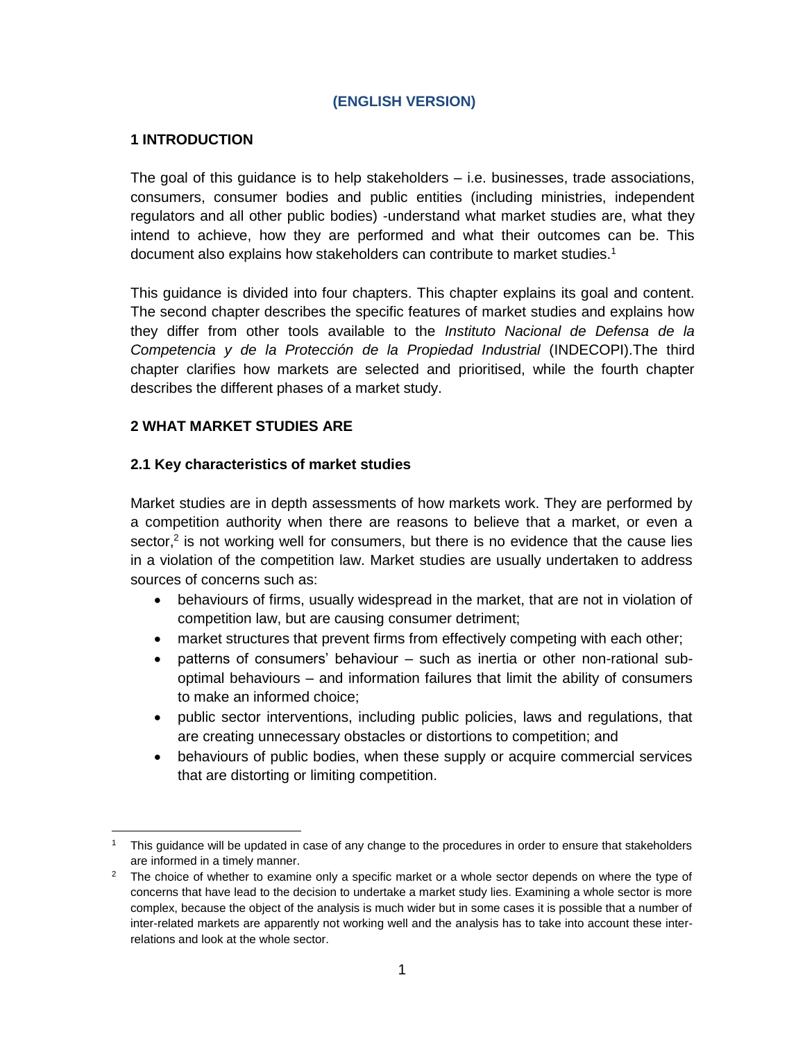**(ENGLISH VERSION)**

## 1 INTRODUCTION

The goal of this guidance is to help stakeholders – i.e. businesses, trade associations, consumers, consumer bodies and public entities (including ministries, independent regulators and all other public bodies) -understand what market studies are, what they intend to achieve, how they are performed and what their outcomes can be. This document also explains how stakeholders can contribute to market studies.[1]

This guidance is divided into four chapters. This chapter explains its goal and content. The second chapter describes the specific features of market studies and explains how they differ from other tools available to the *Instituto Nacional de Defensa de la Competencia y de la Protección de la Propiedad Industrial* (INDECOPI).The third chapter clarifies how markets are selected and prioritised, while the fourth chapter describes the different phases of a market study.

## 2 WHAT MARKET STUDIES ARE

### 2.1 Key characteristics of market studies

Market studies are in depth assessments of how markets work. They are performed by a competition authority when there are reasons to believe that a market, or even a sector,[2] is not working well for consumers, but there is no evidence that the cause lies in a violation of the competition law. Market studies are usually undertaken to address sources of concerns such as:

- behaviours of firms, usually widespread in the market, that are not in violation of competition law, but are causing consumer detriment;
- market structures that prevent firms from effectively competing with each other;
- patterns of consumers' behaviour – such as inertia or other non-rational sub-optimal behaviours – and information failures that limit the ability of consumers to make an informed choice;
- public sector interventions, including public policies, laws and regulations, that are creating unnecessary obstacles or distortions to competition; and
- behaviours of public bodies, when these supply or acquire commercial services that are distorting or limiting competition.

---

[1] This guidance will be updated in case of any change to the procedures in order to ensure that stakeholders are informed in a timely manner.

[2] The choice of whether to examine only a specific market or a whole sector depends on where the type of concerns that have lead to the decision to undertake a market study lies. Examining a whole sector is more complex, because the object of the analysis is much wider but in some cases it is possible that a number of inter-related markets are apparently not working well and the analysis has to take into account these inter-relations and look at the whole sector.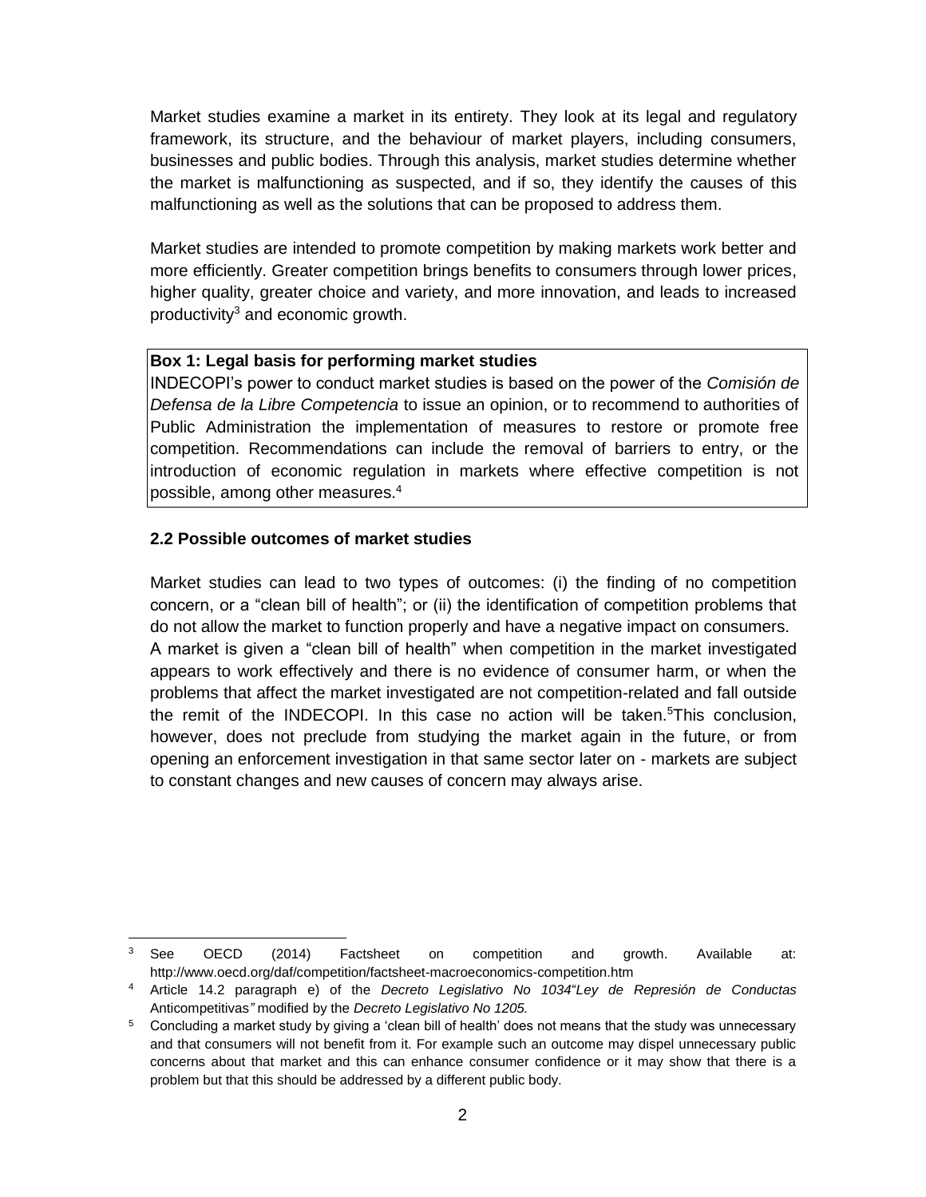Market studies examine a market in its entirety. They look at its legal and regulatory framework, its structure, and the behaviour of market players, including consumers, businesses and public bodies. Through this analysis, market studies determine whether the market is malfunctioning as suspected, and if so, they identify the causes of this malfunctioning as well as the solutions that can be proposed to address them.

Market studies are intended to promote competition by making markets work better and more efficiently. Greater competition brings benefits to consumers through lower prices, higher quality, greater choice and variety, and more innovation, and leads to increased productivity[3] and economic growth.

> **Box 1: Legal basis for performing market studies**
> INDECOPI's power to conduct market studies is based on the power of the *Comisión de Defensa de la Libre Competencia* to issue an opinion, or to recommend to authorities of Public Administration the implementation of measures to restore or promote free competition. Recommendations can include the removal of barriers to entry, or the introduction of economic regulation in markets where effective competition is not possible, among other measures.[4]

### 2.2 Possible outcomes of market studies

Market studies can lead to two types of outcomes: (i) the finding of no competition concern, or a "clean bill of health"; or (ii) the identification of competition problems that do not allow the market to function properly and have a negative impact on consumers.
A market is given a "clean bill of health" when competition in the market investigated appears to work effectively and there is no evidence of consumer harm, or when the problems that affect the market investigated are not competition-related and fall outside the remit of the INDECOPI. In this case no action will be taken.[5]This conclusion, however, does not preclude from studying the market again in the future, or from opening an enforcement investigation in that same sector later on - markets are subject to constant changes and new causes of concern may always arise.

---

[3] See OECD (2014) Factsheet on competition and growth. Available at: http://www.oecd.org/daf/competition/factsheet-macroeconomics-competition.htm

[4] Article 14.2 paragraph e) of the *Decreto Legislativo No 1034*"*Ley de Represión de Conductas* Anticompetitivas*"* modified by the *Decreto Legislativo No 1205.*

[5] Concluding a market study by giving a 'clean bill of health' does not means that the study was unnecessary and that consumers will not benefit from it. For example such an outcome may dispel unnecessary public concerns about that market and this can enhance consumer confidence or it may show that there is a problem but that this should be addressed by a different public body.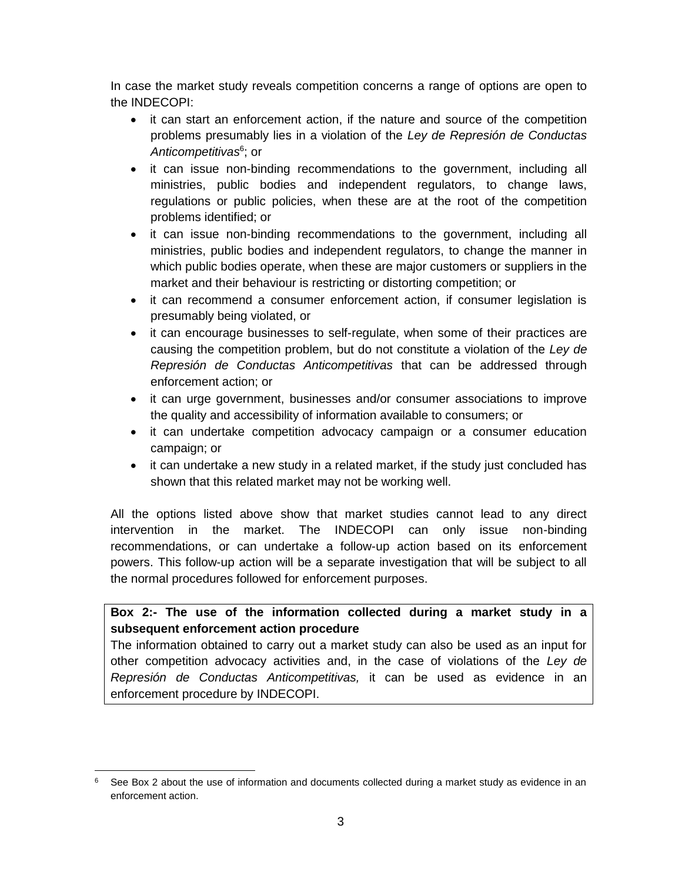In case the market study reveals competition concerns a range of options are open to the INDECOPI:

- it can start an enforcement action, if the nature and source of the competition problems presumably lies in a violation of the *Ley de Represión de Conductas Anticompetitivas*[6]; or
- it can issue non-binding recommendations to the government, including all ministries, public bodies and independent regulators, to change laws, regulations or public policies, when these are at the root of the competition problems identified; or
- it can issue non-binding recommendations to the government, including all ministries, public bodies and independent regulators, to change the manner in which public bodies operate, when these are major customers or suppliers in the market and their behaviour is restricting or distorting competition; or
- it can recommend a consumer enforcement action, if consumer legislation is presumably being violated, or
- it can encourage businesses to self-regulate, when some of their practices are causing the competition problem, but do not constitute a violation of the *Ley de Represión de Conductas Anticompetitivas* that can be addressed through enforcement action; or
- it can urge government, businesses and/or consumer associations to improve the quality and accessibility of information available to consumers; or
- it can undertake competition advocacy campaign or a consumer education campaign; or
- it can undertake a new study in a related market, if the study just concluded has shown that this related market may not be working well.

All the options listed above show that market studies cannot lead to any direct intervention in the market. The INDECOPI can only issue non-binding recommendations, or can undertake a follow-up action based on its enforcement powers. This follow-up action will be a separate investigation that will be subject to all the normal procedures followed for enforcement purposes.

**Box 2:- The use of the information collected during a market study in a subsequent enforcement action procedure**

The information obtained to carry out a market study can also be used as an input for other competition advocacy activities and, in the case of violations of the *Ley de Represión de Conductas Anticompetitivas,* it can be used as evidence in an enforcement procedure by INDECOPI.

[6] See Box 2 about the use of information and documents collected during a market study as evidence in an enforcement action.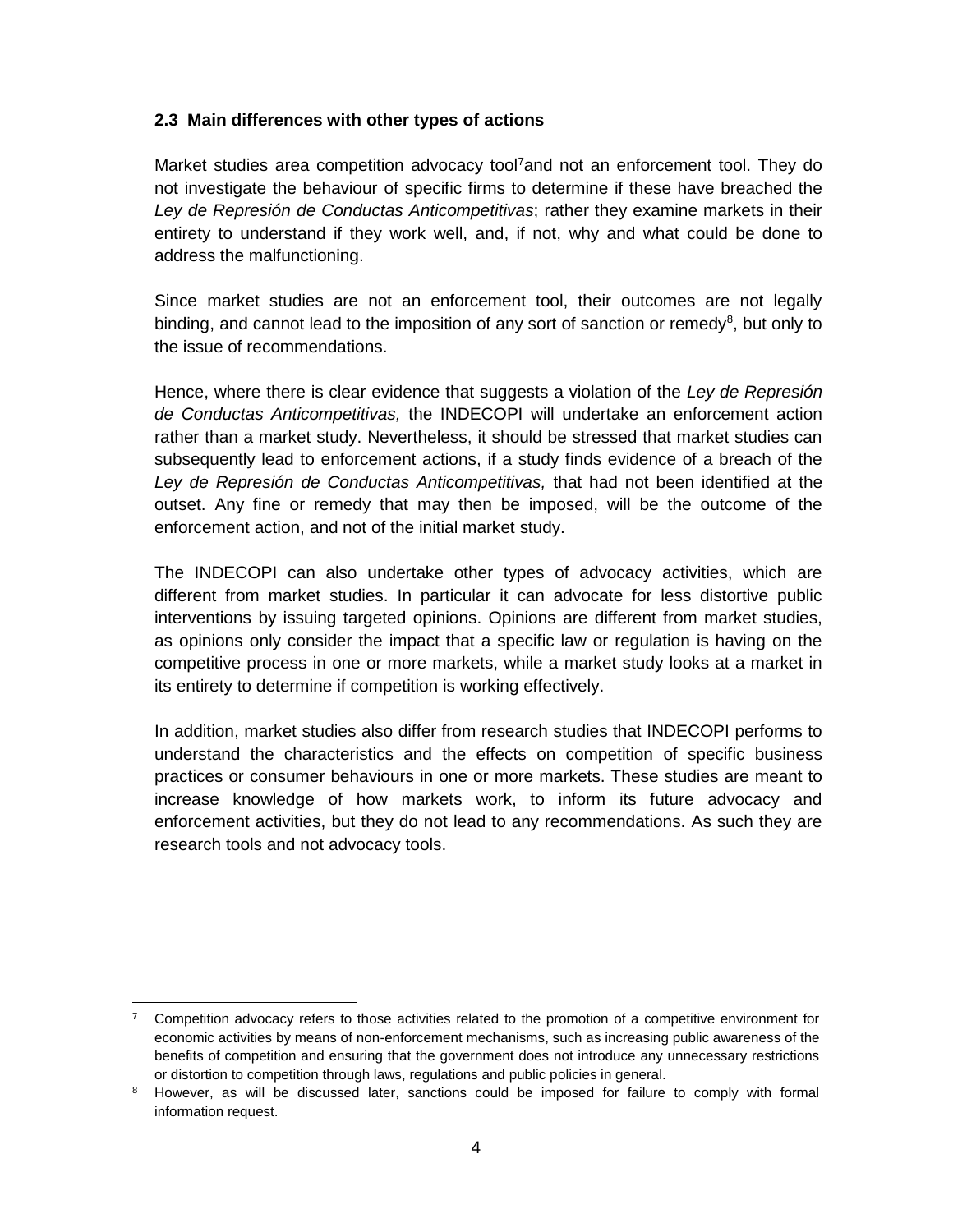### 2.3 Main differences with other types of actions

Market studies area competition advocacy tool[7]and not an enforcement tool. They do not investigate the behaviour of specific firms to determine if these have breached the *Ley de Represión de Conductas Anticompetitivas*; rather they examine markets in their entirety to understand if they work well, and, if not, why and what could be done to address the malfunctioning.

Since market studies are not an enforcement tool, their outcomes are not legally binding, and cannot lead to the imposition of any sort of sanction or remedy[8], but only to the issue of recommendations.

Hence, where there is clear evidence that suggests a violation of the *Ley de Represión de Conductas Anticompetitivas,* the INDECOPI will undertake an enforcement action rather than a market study. Nevertheless, it should be stressed that market studies can subsequently lead to enforcement actions, if a study finds evidence of a breach of the *Ley de Represión de Conductas Anticompetitivas,* that had not been identified at the outset. Any fine or remedy that may then be imposed, will be the outcome of the enforcement action, and not of the initial market study.

The INDECOPI can also undertake other types of advocacy activities, which are different from market studies. In particular it can advocate for less distortive public interventions by issuing targeted opinions. Opinions are different from market studies, as opinions only consider the impact that a specific law or regulation is having on the competitive process in one or more markets, while a market study looks at a market in its entirety to determine if competition is working effectively.

In addition, market studies also differ from research studies that INDECOPI performs to understand the characteristics and the effects on competition of specific business practices or consumer behaviours in one or more markets. These studies are meant to increase knowledge of how markets work, to inform its future advocacy and enforcement activities, but they do not lead to any recommendations. As such they are research tools and not advocacy tools.

---

[7] Competition advocacy refers to those activities related to the promotion of a competitive environment for economic activities by means of non-enforcement mechanisms, such as increasing public awareness of the benefits of competition and ensuring that the government does not introduce any unnecessary restrictions or distortion to competition through laws, regulations and public policies in general.

[8] However, as will be discussed later, sanctions could be imposed for failure to comply with formal information request.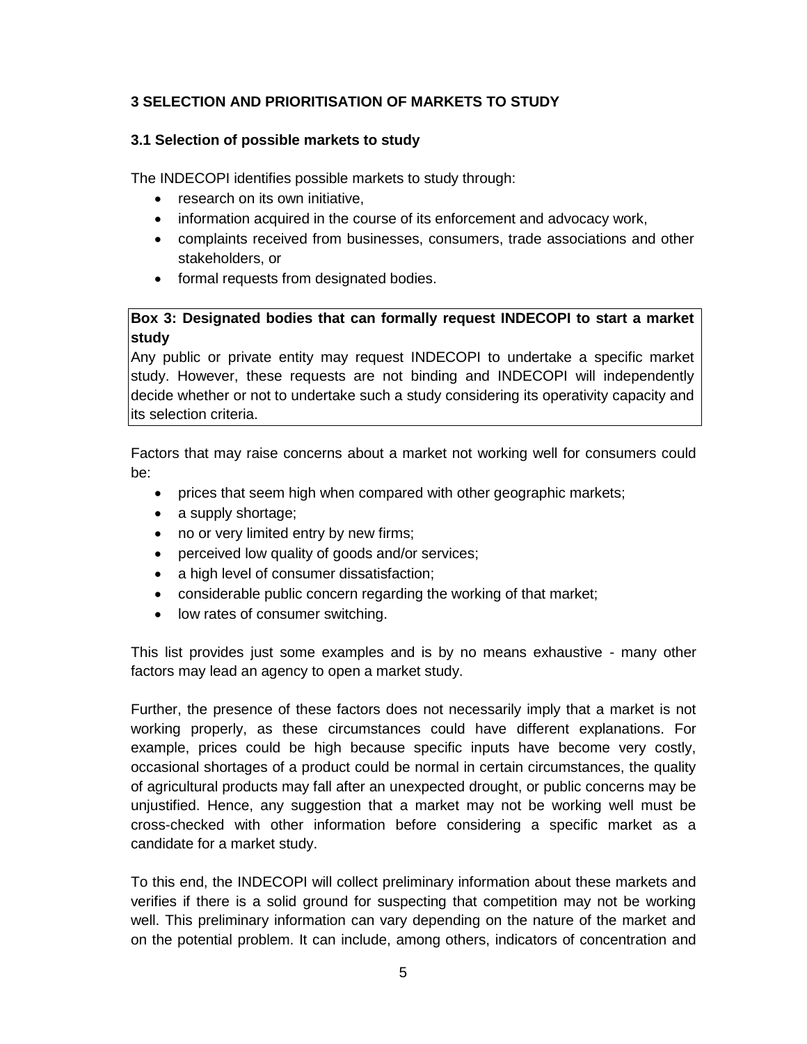## 3 SELECTION AND PRIORITISATION OF MARKETS TO STUDY

### 3.1 Selection of possible markets to study

The INDECOPI identifies possible markets to study through:

- research on its own initiative,
- information acquired in the course of its enforcement and advocacy work,
- complaints received from businesses, consumers, trade associations and other stakeholders, or
- formal requests from designated bodies.

> **Box 3: Designated bodies that can formally request INDECOPI to start a market study**
>
> Any public or private entity may request INDECOPI to undertake a specific market study. However, these requests are not binding and INDECOPI will independently decide whether or not to undertake such a study considering its operativity capacity and its selection criteria.

Factors that may raise concerns about a market not working well for consumers could be:

- prices that seem high when compared with other geographic markets;
- a supply shortage;
- no or very limited entry by new firms;
- perceived low quality of goods and/or services;
- a high level of consumer dissatisfaction;
- considerable public concern regarding the working of that market;
- low rates of consumer switching.

This list provides just some examples and is by no means exhaustive - many other factors may lead an agency to open a market study.

Further, the presence of these factors does not necessarily imply that a market is not working properly, as these circumstances could have different explanations. For example, prices could be high because specific inputs have become very costly, occasional shortages of a product could be normal in certain circumstances, the quality of agricultural products may fall after an unexpected drought, or public concerns may be unjustified. Hence, any suggestion that a market may not be working well must be cross-checked with other information before considering a specific market as a candidate for a market study.

To this end, the INDECOPI will collect preliminary information about these markets and verifies if there is a solid ground for suspecting that competition may not be working well. This preliminary information can vary depending on the nature of the market and on the potential problem. It can include, among others, indicators of concentration and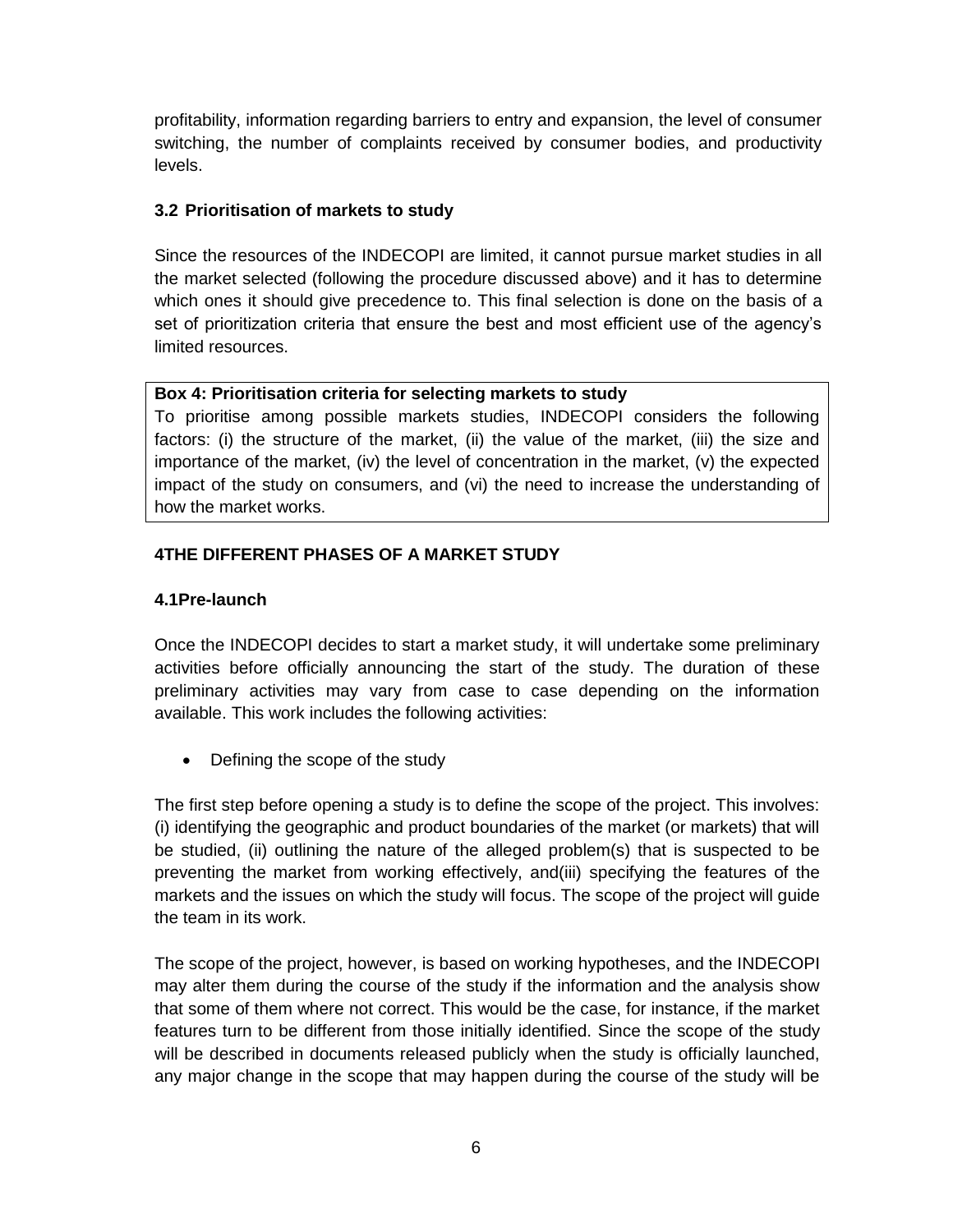profitability, information regarding barriers to entry and expansion, the level of consumer switching, the number of complaints received by consumer bodies, and productivity levels.

### 3.2 Prioritisation of markets to study

Since the resources of the INDECOPI are limited, it cannot pursue market studies in all the market selected (following the procedure discussed above) and it has to determine which ones it should give precedence to. This final selection is done on the basis of a set of prioritization criteria that ensure the best and most efficient use of the agency's limited resources.

> **Box 4: Prioritisation criteria for selecting markets to study**
> To prioritise among possible markets studies, INDECOPI considers the following factors: (i) the structure of the market, (ii) the value of the market, (iii) the size and importance of the market, (iv) the level of concentration in the market, (v) the expected impact of the study on consumers, and (vi) the need to increase the understanding of how the market works.

## 4THE DIFFERENT PHASES OF A MARKET STUDY

### 4.1Pre-launch

Once the INDECOPI decides to start a market study, it will undertake some preliminary activities before officially announcing the start of the study. The duration of these preliminary activities may vary from case to case depending on the information available. This work includes the following activities:

- Defining the scope of the study

The first step before opening a study is to define the scope of the project. This involves: (i) identifying the geographic and product boundaries of the market (or markets) that will be studied, (ii) outlining the nature of the alleged problem(s) that is suspected to be preventing the market from working effectively, and(iii) specifying the features of the markets and the issues on which the study will focus. The scope of the project will guide the team in its work.

The scope of the project, however, is based on working hypotheses, and the INDECOPI may alter them during the course of the study if the information and the analysis show that some of them where not correct. This would be the case, for instance, if the market features turn to be different from those initially identified. Since the scope of the study will be described in documents released publicly when the study is officially launched, any major change in the scope that may happen during the course of the study will be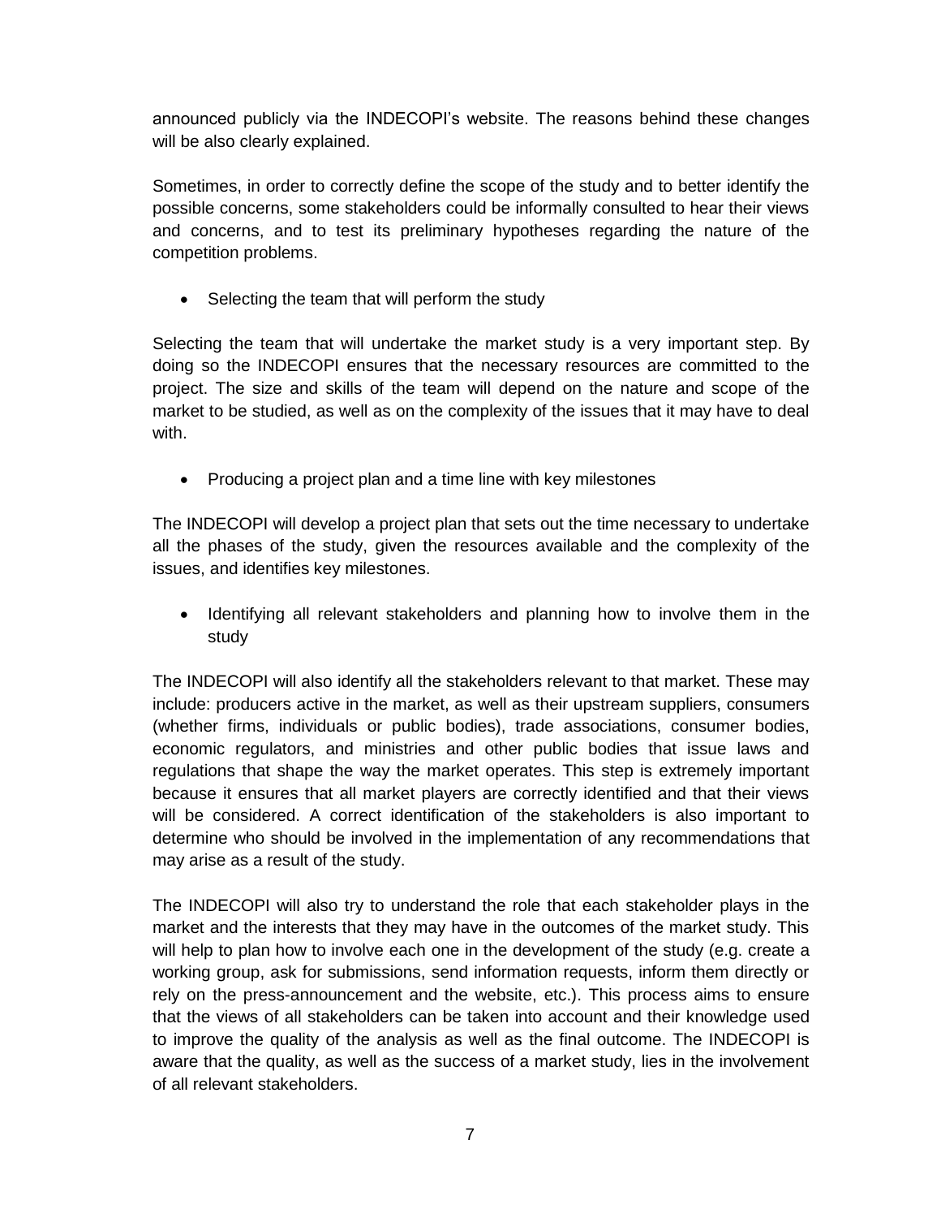announced publicly via the INDECOPI's website. The reasons behind these changes will be also clearly explained.

Sometimes, in order to correctly define the scope of the study and to better identify the possible concerns, some stakeholders could be informally consulted to hear their views and concerns, and to test its preliminary hypotheses regarding the nature of the competition problems.

- Selecting the team that will perform the study

Selecting the team that will undertake the market study is a very important step. By doing so the INDECOPI ensures that the necessary resources are committed to the project. The size and skills of the team will depend on the nature and scope of the market to be studied, as well as on the complexity of the issues that it may have to deal with.

- Producing a project plan and a time line with key milestones

The INDECOPI will develop a project plan that sets out the time necessary to undertake all the phases of the study, given the resources available and the complexity of the issues, and identifies key milestones.

- Identifying all relevant stakeholders and planning how to involve them in the study

The INDECOPI will also identify all the stakeholders relevant to that market. These may include: producers active in the market, as well as their upstream suppliers, consumers (whether firms, individuals or public bodies), trade associations, consumer bodies, economic regulators, and ministries and other public bodies that issue laws and regulations that shape the way the market operates. This step is extremely important because it ensures that all market players are correctly identified and that their views will be considered. A correct identification of the stakeholders is also important to determine who should be involved in the implementation of any recommendations that may arise as a result of the study.

The INDECOPI will also try to understand the role that each stakeholder plays in the market and the interests that they may have in the outcomes of the market study. This will help to plan how to involve each one in the development of the study (e.g. create a working group, ask for submissions, send information requests, inform them directly or rely on the press-announcement and the website, etc.). This process aims to ensure that the views of all stakeholders can be taken into account and their knowledge used to improve the quality of the analysis as well as the final outcome. The INDECOPI is aware that the quality, as well as the success of a market study, lies in the involvement of all relevant stakeholders.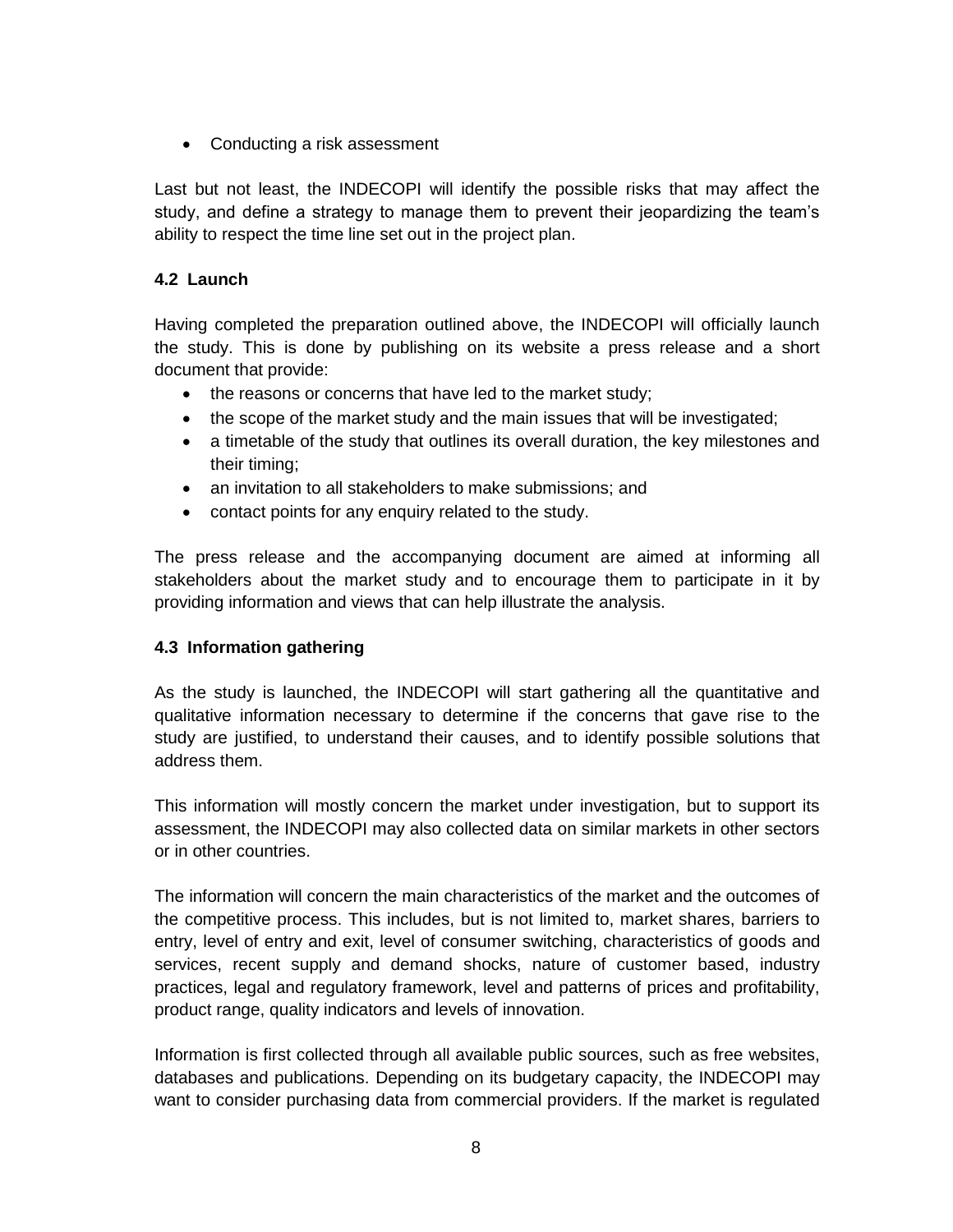- Conducting a risk assessment

Last but not least, the INDECOPI will identify the possible risks that may affect the study, and define a strategy to manage them to prevent their jeopardizing the team's ability to respect the time line set out in the project plan.

### 4.2 Launch

Having completed the preparation outlined above, the INDECOPI will officially launch the study. This is done by publishing on its website a press release and a short document that provide:

- the reasons or concerns that have led to the market study;
- the scope of the market study and the main issues that will be investigated;
- a timetable of the study that outlines its overall duration, the key milestones and their timing;
- an invitation to all stakeholders to make submissions; and
- contact points for any enquiry related to the study.

The press release and the accompanying document are aimed at informing all stakeholders about the market study and to encourage them to participate in it by providing information and views that can help illustrate the analysis.

### 4.3 Information gathering

As the study is launched, the INDECOPI will start gathering all the quantitative and qualitative information necessary to determine if the concerns that gave rise to the study are justified, to understand their causes, and to identify possible solutions that address them.

This information will mostly concern the market under investigation, but to support its assessment, the INDECOPI may also collected data on similar markets in other sectors or in other countries.

The information will concern the main characteristics of the market and the outcomes of the competitive process. This includes, but is not limited to, market shares, barriers to entry, level of entry and exit, level of consumer switching, characteristics of goods and services, recent supply and demand shocks, nature of customer based, industry practices, legal and regulatory framework, level and patterns of prices and profitability, product range, quality indicators and levels of innovation.

Information is first collected through all available public sources, such as free websites, databases and publications. Depending on its budgetary capacity, the INDECOPI may want to consider purchasing data from commercial providers. If the market is regulated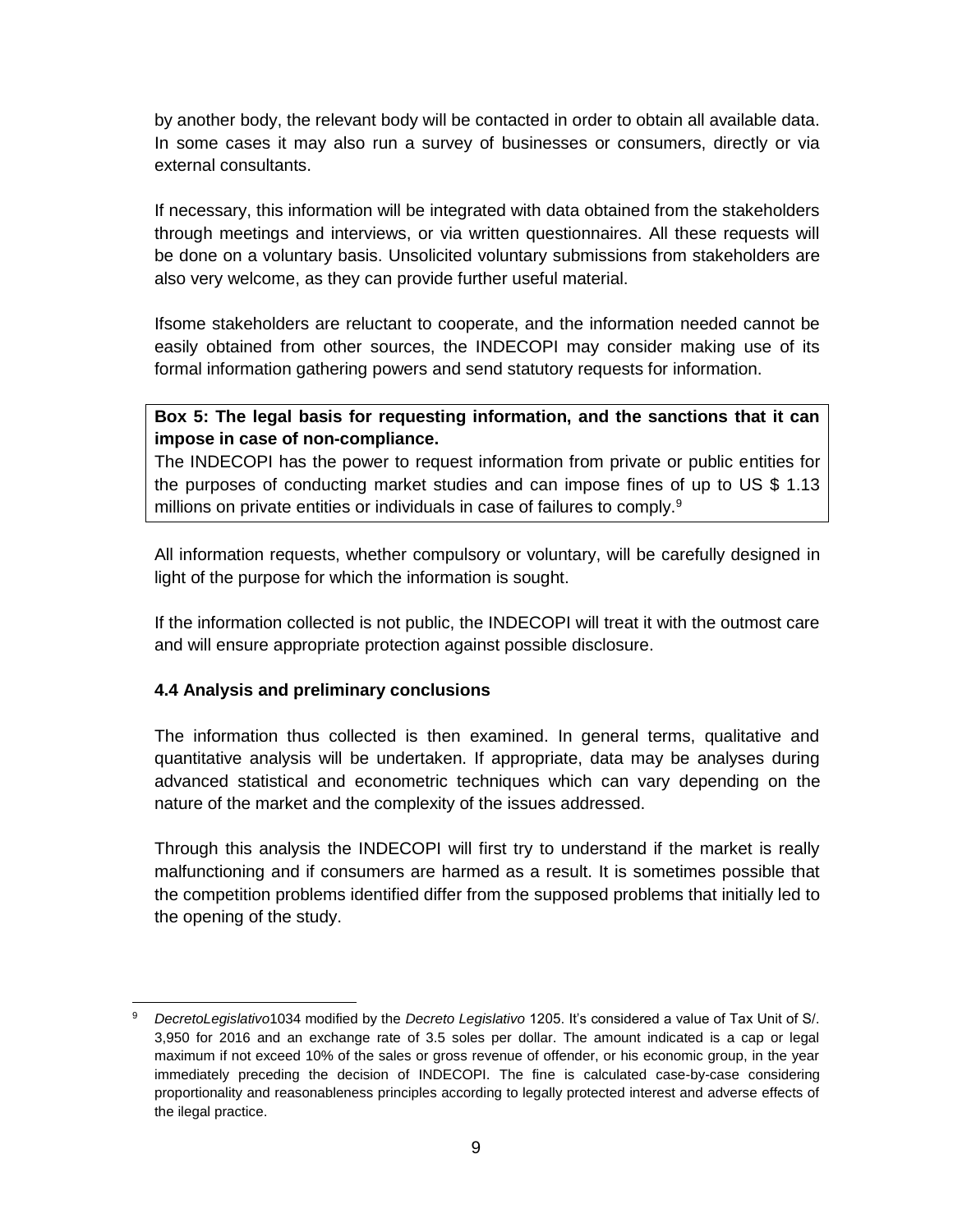by another body, the relevant body will be contacted in order to obtain all available data. In some cases it may also run a survey of businesses or consumers, directly or via external consultants.

If necessary, this information will be integrated with data obtained from the stakeholders through meetings and interviews, or via written questionnaires. All these requests will be done on a voluntary basis. Unsolicited voluntary submissions from stakeholders are also very welcome, as they can provide further useful material.

Ifsome stakeholders are reluctant to cooperate, and the information needed cannot be easily obtained from other sources, the INDECOPI may consider making use of its formal information gathering powers and send statutory requests for information.

> **Box 5: The legal basis for requesting information, and the sanctions that it can impose in case of non-compliance.**
> The INDECOPI has the power to request information from private or public entities for the purposes of conducting market studies and can impose fines of up to US $ 1.13 millions on private entities or individuals in case of failures to comply.[9]

All information requests, whether compulsory or voluntary, will be carefully designed in light of the purpose for which the information is sought.

If the information collected is not public, the INDECOPI will treat it with the outmost care and will ensure appropriate protection against possible disclosure.

### 4.4 Analysis and preliminary conclusions

The information thus collected is then examined. In general terms, qualitative and quantitative analysis will be undertaken. If appropriate, data may be analyses during advanced statistical and econometric techniques which can vary depending on the nature of the market and the complexity of the issues addressed.

Through this analysis the INDECOPI will first try to understand if the market is really malfunctioning and if consumers are harmed as a result. It is sometimes possible that the competition problems identified differ from the supposed problems that initially led to the opening of the study.

---

[9] *DecretoLegislativo*1034 modified by the *Decreto Legislativo* 1205. It's considered a value of Tax Unit of S/. 3,950 for 2016 and an exchange rate of 3.5 soles per dollar. The amount indicated is a cap or legal maximum if not exceed 10% of the sales or gross revenue of offender, or his economic group, in the year immediately preceding the decision of INDECOPI. The fine is calculated case-by-case considering proportionality and reasonableness principles according to legally protected interest and adverse effects of the ilegal practice.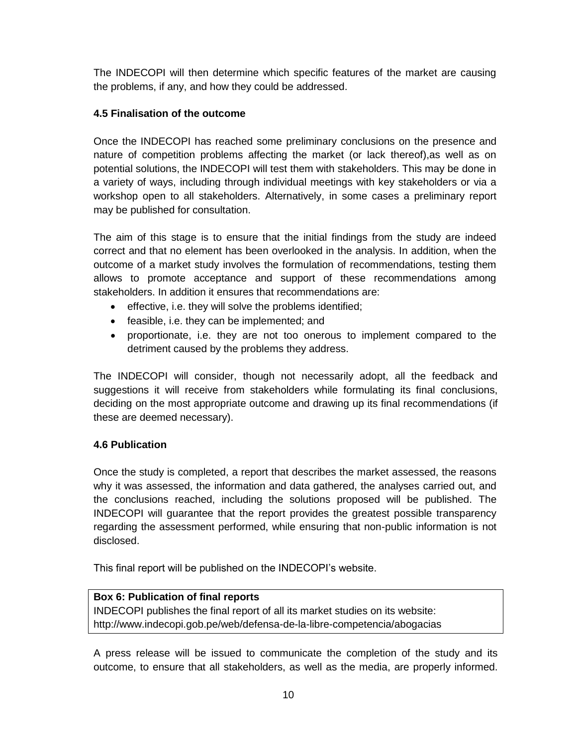The INDECOPI will then determine which specific features of the market are causing the problems, if any, and how they could be addressed.

### 4.5 Finalisation of the outcome

Once the INDECOPI has reached some preliminary conclusions on the presence and nature of competition problems affecting the market (or lack thereof),as well as on potential solutions, the INDECOPI will test them with stakeholders. This may be done in a variety of ways, including through individual meetings with key stakeholders or via a workshop open to all stakeholders. Alternatively, in some cases a preliminary report may be published for consultation.

The aim of this stage is to ensure that the initial findings from the study are indeed correct and that no element has been overlooked in the analysis. In addition, when the outcome of a market study involves the formulation of recommendations, testing them allows to promote acceptance and support of these recommendations among stakeholders. In addition it ensures that recommendations are:

- effective, i.e. they will solve the problems identified;
- feasible, i.e. they can be implemented; and
- proportionate, i.e. they are not too onerous to implement compared to the detriment caused by the problems they address.

The INDECOPI will consider, though not necessarily adopt, all the feedback and suggestions it will receive from stakeholders while formulating its final conclusions, deciding on the most appropriate outcome and drawing up its final recommendations (if these are deemed necessary).

### 4.6 Publication

Once the study is completed, a report that describes the market assessed, the reasons why it was assessed, the information and data gathered, the analyses carried out, and the conclusions reached, including the solutions proposed will be published. The INDECOPI will guarantee that the report provides the greatest possible transparency regarding the assessment performed, while ensuring that non-public information is not disclosed.

This final report will be published on the INDECOPI's website.

**Box 6: Publication of final reports**
INDECOPI publishes the final report of all its market studies on its website:
http://www.indecopi.gob.pe/web/defensa-de-la-libre-competencia/abogacias

A press release will be issued to communicate the completion of the study and its outcome, to ensure that all stakeholders, as well as the media, are properly informed.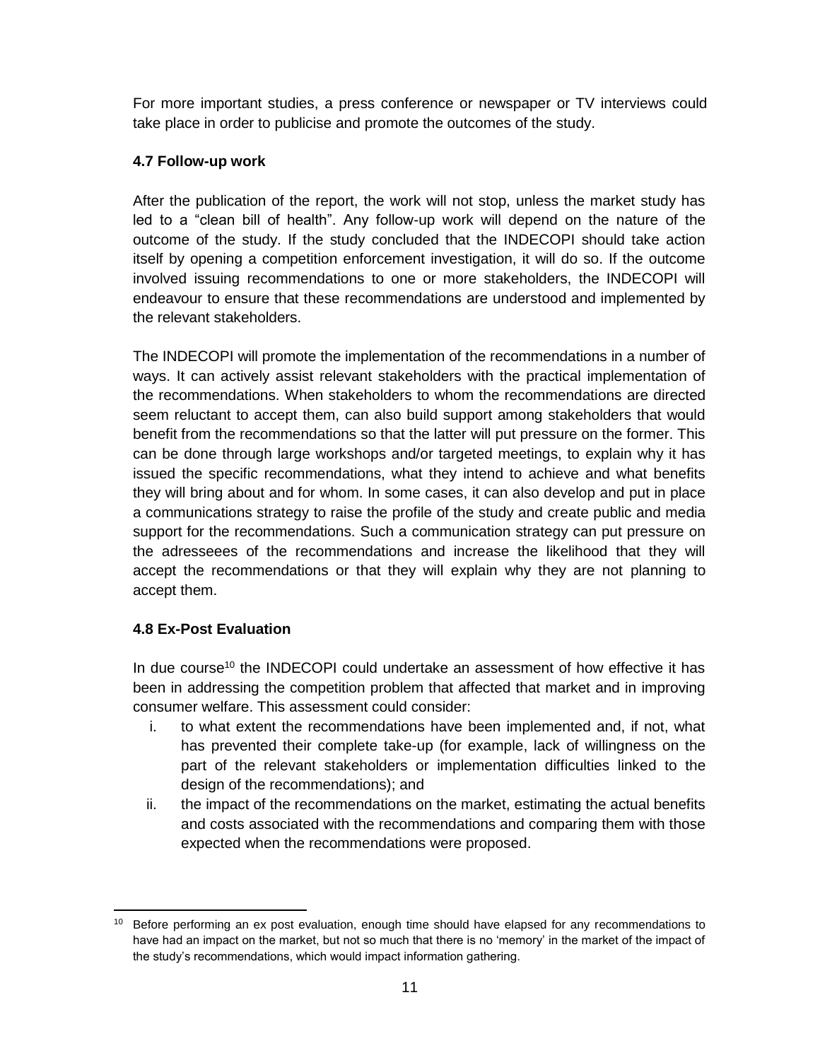For more important studies, a press conference or newspaper or TV interviews could take place in order to publicise and promote the outcomes of the study.

### 4.7 Follow-up work

After the publication of the report, the work will not stop, unless the market study has led to a "clean bill of health". Any follow-up work will depend on the nature of the outcome of the study. If the study concluded that the INDECOPI should take action itself by opening a competition enforcement investigation, it will do so. If the outcome involved issuing recommendations to one or more stakeholders, the INDECOPI will endeavour to ensure that these recommendations are understood and implemented by the relevant stakeholders.

The INDECOPI will promote the implementation of the recommendations in a number of ways. It can actively assist relevant stakeholders with the practical implementation of the recommendations. When stakeholders to whom the recommendations are directed seem reluctant to accept them, can also build support among stakeholders that would benefit from the recommendations so that the latter will put pressure on the former. This can be done through large workshops and/or targeted meetings, to explain why it has issued the specific recommendations, what they intend to achieve and what benefits they will bring about and for whom. In some cases, it can also develop and put in place a communications strategy to raise the profile of the study and create public and media support for the recommendations. Such a communication strategy can put pressure on the adresseees of the recommendations and increase the likelihood that they will accept the recommendations or that they will explain why they are not planning to accept them.

### 4.8 Ex-Post Evaluation

In due course[10] the INDECOPI could undertake an assessment of how effective it has been in addressing the competition problem that affected that market and in improving consumer welfare. This assessment could consider:

i. to what extent the recommendations have been implemented and, if not, what has prevented their complete take-up (for example, lack of willingness on the part of the relevant stakeholders or implementation difficulties linked to the design of the recommendations); and
ii. the impact of the recommendations on the market, estimating the actual benefits and costs associated with the recommendations and comparing them with those expected when the recommendations were proposed.

---

[10] Before performing an ex post evaluation, enough time should have elapsed for any recommendations to have had an impact on the market, but not so much that there is no 'memory' in the market of the impact of the study's recommendations, which would impact information gathering.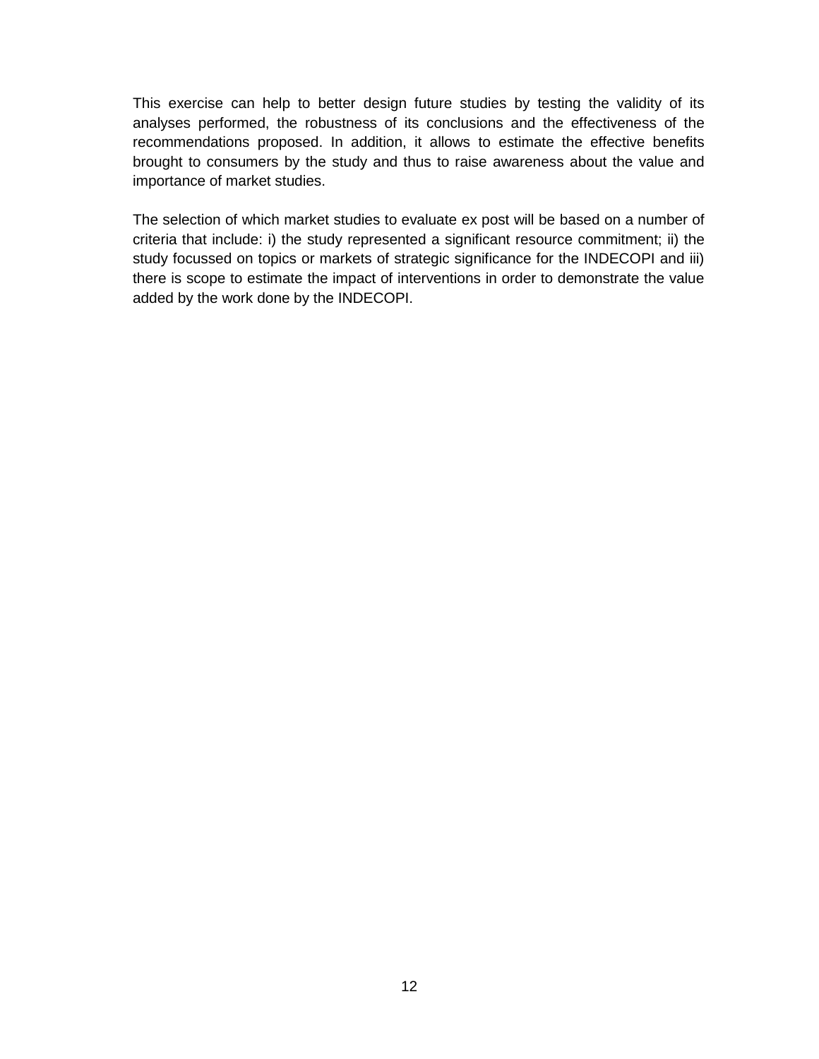This exercise can help to better design future studies by testing the validity of its analyses performed, the robustness of its conclusions and the effectiveness of the recommendations proposed. In addition, it allows to estimate the effective benefits brought to consumers by the study and thus to raise awareness about the value and importance of market studies.

The selection of which market studies to evaluate ex post will be based on a number of criteria that include: i) the study represented a significant resource commitment; ii) the study focussed on topics or markets of strategic significance for the INDECOPI and iii) there is scope to estimate the impact of interventions in order to demonstrate the value added by the work done by the INDECOPI.